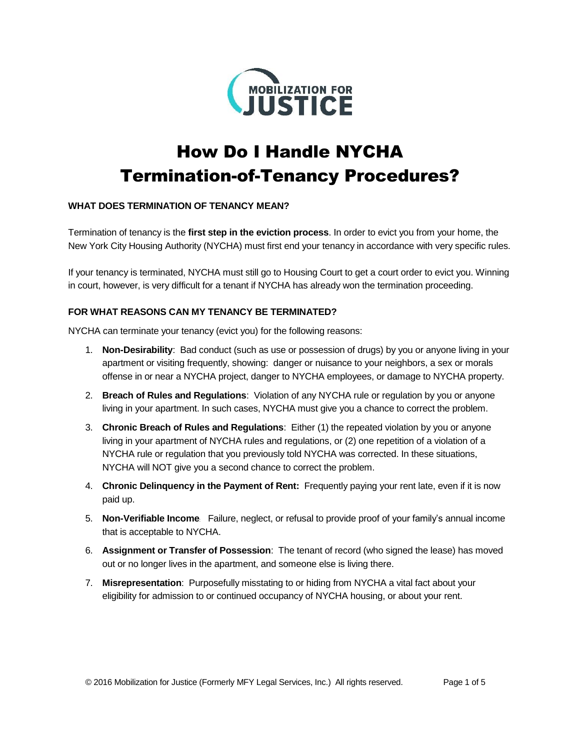MOBILIZATION FOR JUSTICE

# How Do I Handle NYCHA Termination-of-Tenancy Procedures?

**WHAT DOES TERMINATION OF TENANCY MEAN?**

Termination of tenancy is the **first step in the eviction process**. In order to evict you from your home, the New York City Housing Authority (NYCHA) must first end your tenancy in accordance with very specific rules.

If your tenancy is terminated, NYCHA must still go to Housing Court to get a court order to evict you. Winning in court, however, is very difficult for a tenant if NYCHA has already won the termination proceeding.

**FOR WHAT REASONS CAN MY TENANCY BE TERMINATED?**

NYCHA can terminate your tenancy (evict you) for the following reasons:

1. **Non-Desirability**: Bad conduct (such as use or possession of drugs) by you or anyone living in your apartment or visiting frequently, showing: danger or nuisance to your neighbors, a sex or morals offense in or near a NYCHA project, danger to NYCHA employees, or damage to NYCHA property.
2. **Breach of Rules and Regulations**: Violation of any NYCHA rule or regulation by you or anyone living in your apartment. In such cases, NYCHA must give you a chance to correct the problem.
3. **Chronic Breach of Rules and Regulations**: Either (1) the repeated violation by you or anyone living in your apartment of NYCHA rules and regulations, or (2) one repetition of a violation of a NYCHA rule or regulation that you previously told NYCHA was corrected. In these situations, NYCHA will NOT give you a second chance to correct the problem.
4. **Chronic Delinquency in the Payment of Rent:** Frequently paying your rent late, even if it is now paid up.
5. **Non-Verifiable Income**: Failure, neglect, or refusal to provide proof of your family's annual income that is acceptable to NYCHA.
6. **Assignment or Transfer of Possession**: The tenant of record (who signed the lease) has moved out or no longer lives in the apartment, and someone else is living there.
7. **Misrepresentation**: Purposefully misstating to or hiding from NYCHA a vital fact about your eligibility for admission to or continued occupancy of NYCHA housing, or about your rent.

© 2016 Mobilization for Justice (Formerly MFY Legal Services, Inc.) All rights reserved.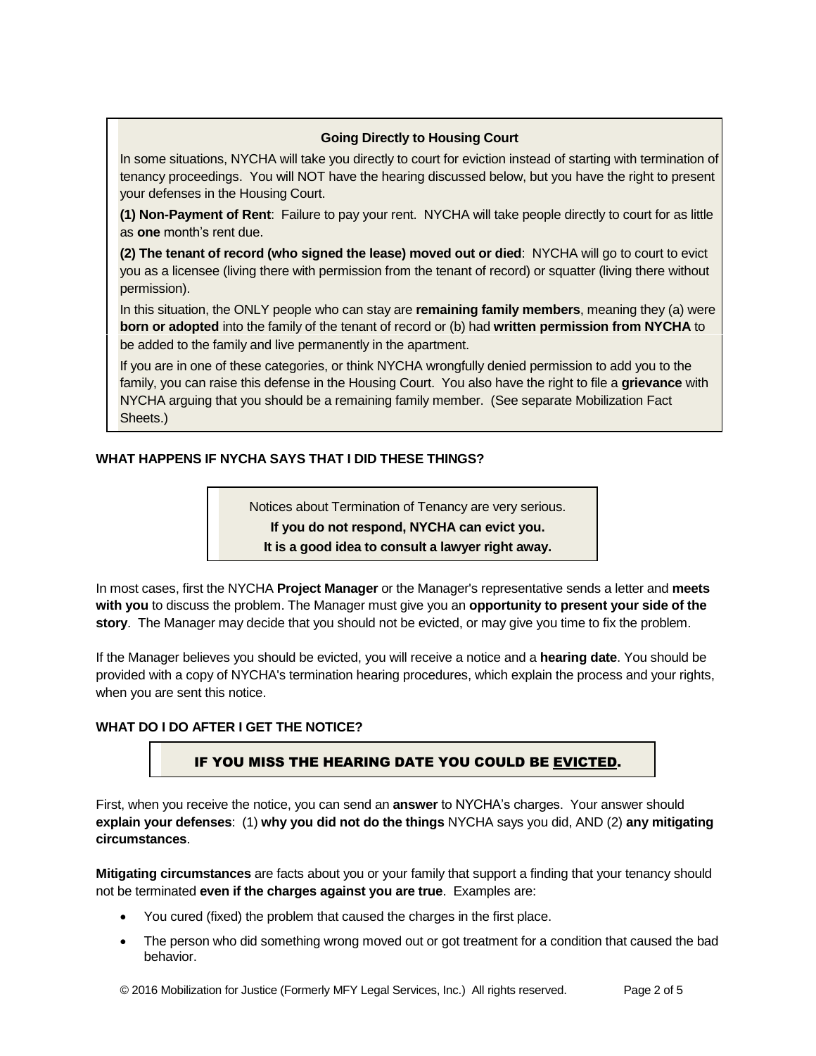**Going Directly to Housing Court**

In some situations, NYCHA will take you directly to court for eviction instead of starting with termination of tenancy proceedings. You will NOT have the hearing discussed below, but you have the right to present your defenses in the Housing Court.

**(1) Non-Payment of Rent**: Failure to pay your rent. NYCHA will take people directly to court for as little as **one** month's rent due.

**(2) The tenant of record (who signed the lease) moved out or died**: NYCHA will go to court to evict you as a licensee (living there with permission from the tenant of record) or squatter (living there without permission).

In this situation, the ONLY people who can stay are **remaining family members**, meaning they (a) were **born or adopted** into the family of the tenant of record or (b) had **written permission from NYCHA** to be added to the family and live permanently in the apartment.

If you are in one of these categories, or think NYCHA wrongfully denied permission to add you to the family, you can raise this defense in the Housing Court. You also have the right to file a **grievance** with NYCHA arguing that you should be a remaining family member. (See separate Mobilization Fact Sheets.)

**WHAT HAPPENS IF NYCHA SAYS THAT I DID THESE THINGS?**

Notices about Termination of Tenancy are very serious.
**If you do not respond, NYCHA can evict you.**
**It is a good idea to consult a lawyer right away.**

In most cases, first the NYCHA **Project Manager** or the Manager's representative sends a letter and **meets with you** to discuss the problem. The Manager must give you an **opportunity to present your side of the story**. The Manager may decide that you should not be evicted, or may give you time to fix the problem.

If the Manager believes you should be evicted, you will receive a notice and a **hearing date**. You should be provided with a copy of NYCHA's termination hearing procedures, which explain the process and your rights, when you are sent this notice.

**WHAT DO I DO AFTER I GET THE NOTICE?**

**IF YOU MISS THE HEARING DATE YOU COULD BE EVICTED.**

First, when you receive the notice, you can send an **answer** to NYCHA's charges. Your answer should **explain your defenses**: (1) **why you did not do the things** NYCHA says you did, AND (2) **any mitigating circumstances**.

**Mitigating circumstances** are facts about you or your family that support a finding that your tenancy should not be terminated **even if the charges against you are true**. Examples are:

- You cured (fixed) the problem that caused the charges in the first place.
- The person who did something wrong moved out or got treatment for a condition that caused the bad behavior.

© 2016 Mobilization for Justice (Formerly MFY Legal Services, Inc.) All rights reserved.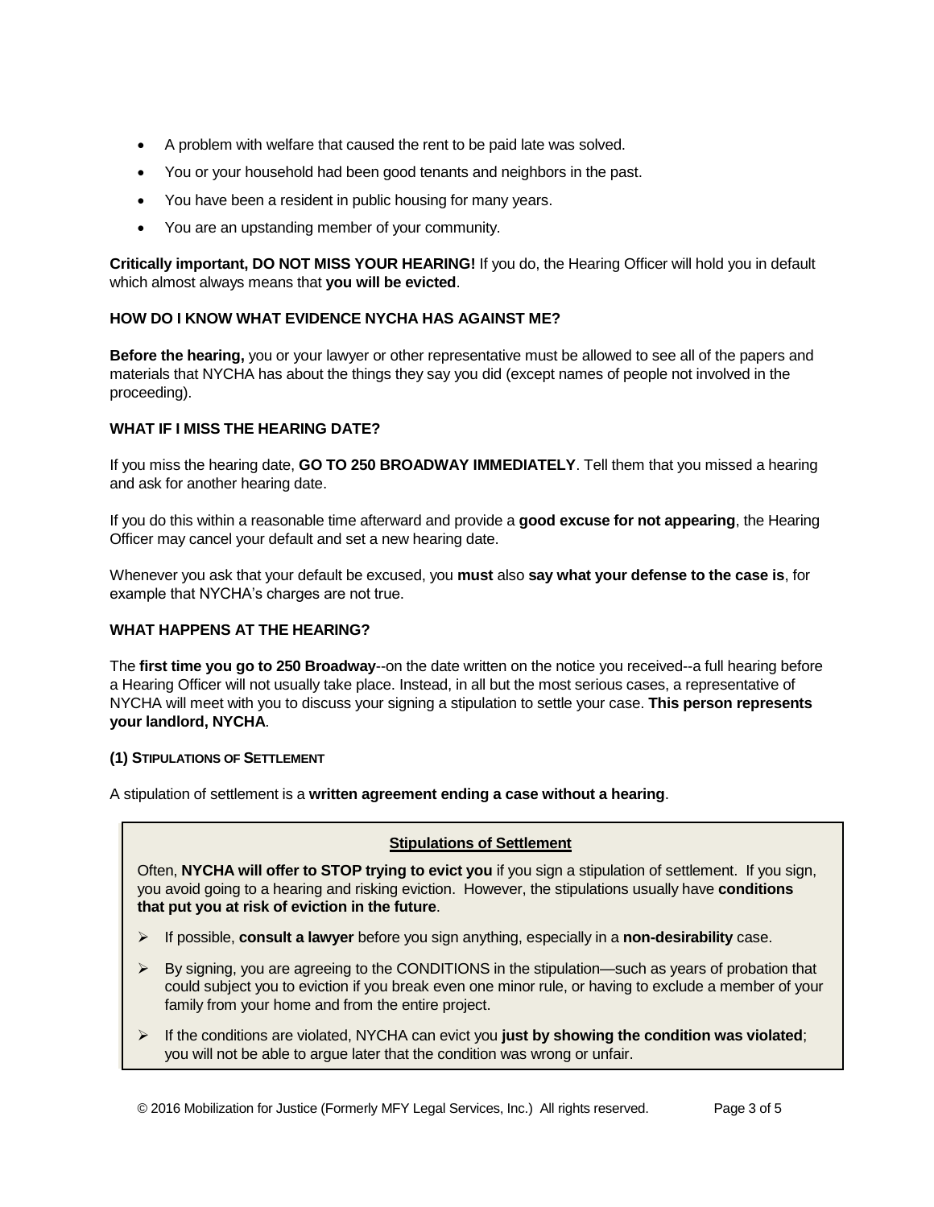- A problem with welfare that caused the rent to be paid late was solved.
- You or your household had been good tenants and neighbors in the past.
- You have been a resident in public housing for many years.
- You are an upstanding member of your community.

**Critically important, DO NOT MISS YOUR HEARING!** If you do, the Hearing Officer will hold you in default which almost always means that **you will be evicted**.

### HOW DO I KNOW WHAT EVIDENCE NYCHA HAS AGAINST ME?

**Before the hearing,** you or your lawyer or other representative must be allowed to see all of the papers and materials that NYCHA has about the things they say you did (except names of people not involved in the proceeding).

### WHAT IF I MISS THE HEARING DATE?

If you miss the hearing date, **GO TO 250 BROADWAY IMMEDIATELY**. Tell them that you missed a hearing and ask for another hearing date.

If you do this within a reasonable time afterward and provide a **good excuse for not appearing**, the Hearing Officer may cancel your default and set a new hearing date.

Whenever you ask that your default be excused, you **must** also **say what your defense to the case is**, for example that NYCHA's charges are not true.

### WHAT HAPPENS AT THE HEARING?

The **first time you go to 250 Broadway**--on the date written on the notice you received--a full hearing before a Hearing Officer will not usually take place. Instead, in all but the most serious cases, a representative of NYCHA will meet with you to discuss your signing a stipulation to settle your case. **This person represents your landlord, NYCHA**.

#### (1) STIPULATIONS OF SETTLEMENT

A stipulation of settlement is a **written agreement ending a case without a hearing**.

**<u>Stipulations of Settlement</u>**

Often, **NYCHA will offer to STOP trying to evict you** if you sign a stipulation of settlement. If you sign, you avoid going to a hearing and risking eviction. However, the stipulations usually have **conditions that put you at risk of eviction in the future**.

- If possible, **consult a lawyer** before you sign anything, especially in a **non-desirability** case.
- By signing, you are agreeing to the CONDITIONS in the stipulation—such as years of probation that could subject you to eviction if you break even one minor rule, or having to exclude a member of your family from your home and from the entire project.
- If the conditions are violated, NYCHA can evict you **just by showing the condition was violated**; you will not be able to argue later that the condition was wrong or unfair.

© 2016 Mobilization for Justice (Formerly MFY Legal Services, Inc.) All rights reserved.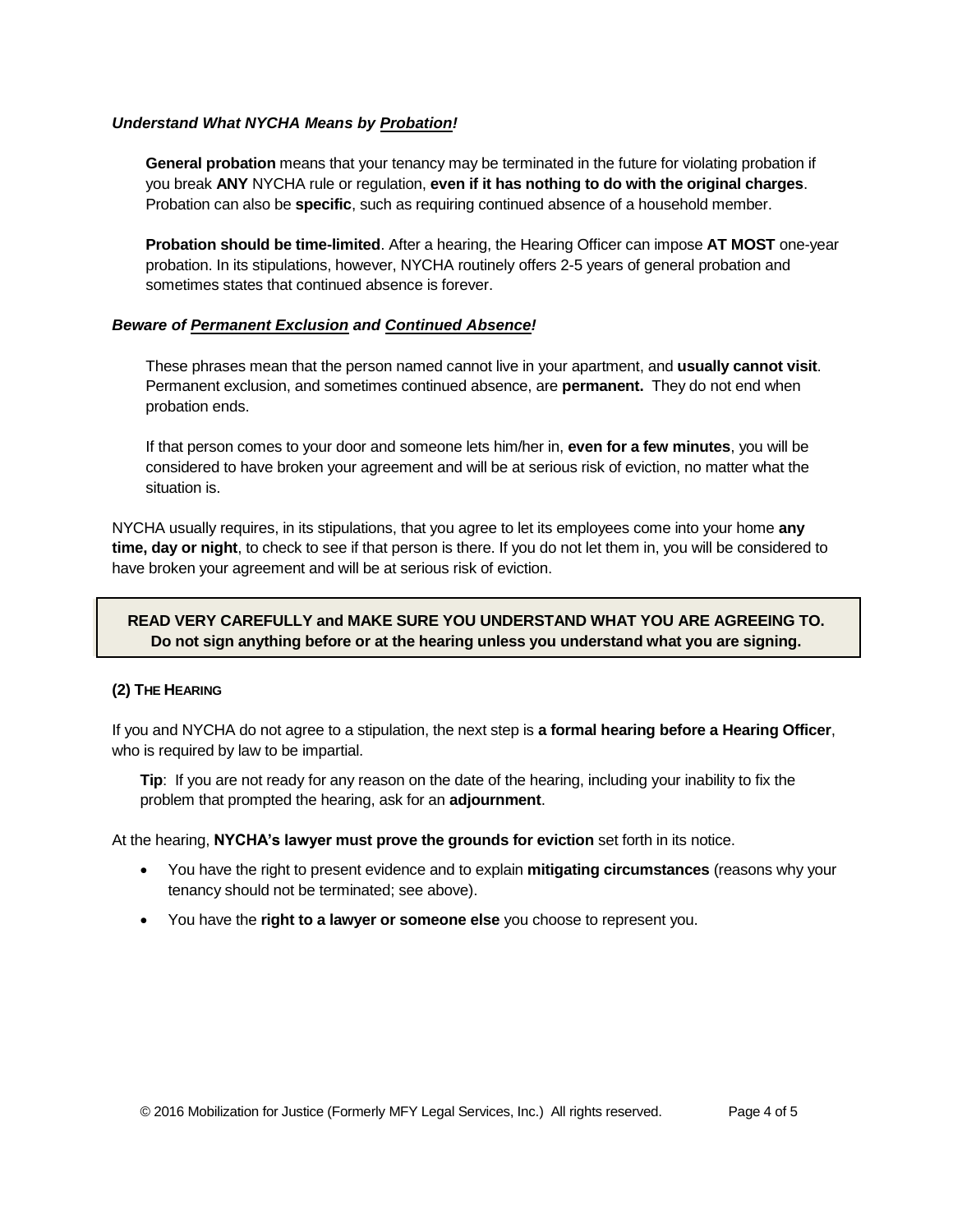### ***Understand What NYCHA Means by <u>Probation</u>!***

> **General probation** means that your tenancy may be terminated in the future for violating probation if you break **ANY** NYCHA rule or regulation, **even if it has nothing to do with the original charges**. Probation can also be **specific**, such as requiring continued absence of a household member.
>
> **Probation should be time-limited**. After a hearing, the Hearing Officer can impose **AT MOST** one-year probation. In its stipulations, however, NYCHA routinely offers 2-5 years of general probation and sometimes states that continued absence is forever.

### ***Beware of <u>Permanent Exclusion</u> and <u>Continued Absence</u>!***

> These phrases mean that the person named cannot live in your apartment, and **usually cannot visit**. Permanent exclusion, and sometimes continued absence, are **permanent.** They do not end when probation ends.
>
> If that person comes to your door and someone lets him/her in, **even for a few minutes**, you will be considered to have broken your agreement and will be at serious risk of eviction, no matter what the situation is.

NYCHA usually requires, in its stipulations, that you agree to let its employees come into your home **any time, day or night**, to check to see if that person is there. If you do not let them in, you will be considered to have broken your agreement and will be at serious risk of eviction.

> **READ VERY CAREFULLY and MAKE SURE YOU UNDERSTAND WHAT YOU ARE AGREEING TO.**
> **Do not sign anything before or at the hearing unless you understand what you are signing.**

#### **(2) THE HEARING**

If you and NYCHA do not agree to a stipulation, the next step is **a formal hearing before a Hearing Officer**, who is required by law to be impartial.

> **Tip**: If you are not ready for any reason on the date of the hearing, including your inability to fix the problem that prompted the hearing, ask for an **adjournment**.

At the hearing, **NYCHA's lawyer must prove the grounds for eviction** set forth in its notice.

- You have the right to present evidence and to explain **mitigating circumstances** (reasons why your tenancy should not be terminated; see above).
- You have the **right to a lawyer or someone else** you choose to represent you.

© 2016 Mobilization for Justice (Formerly MFY Legal Services, Inc.) All rights reserved.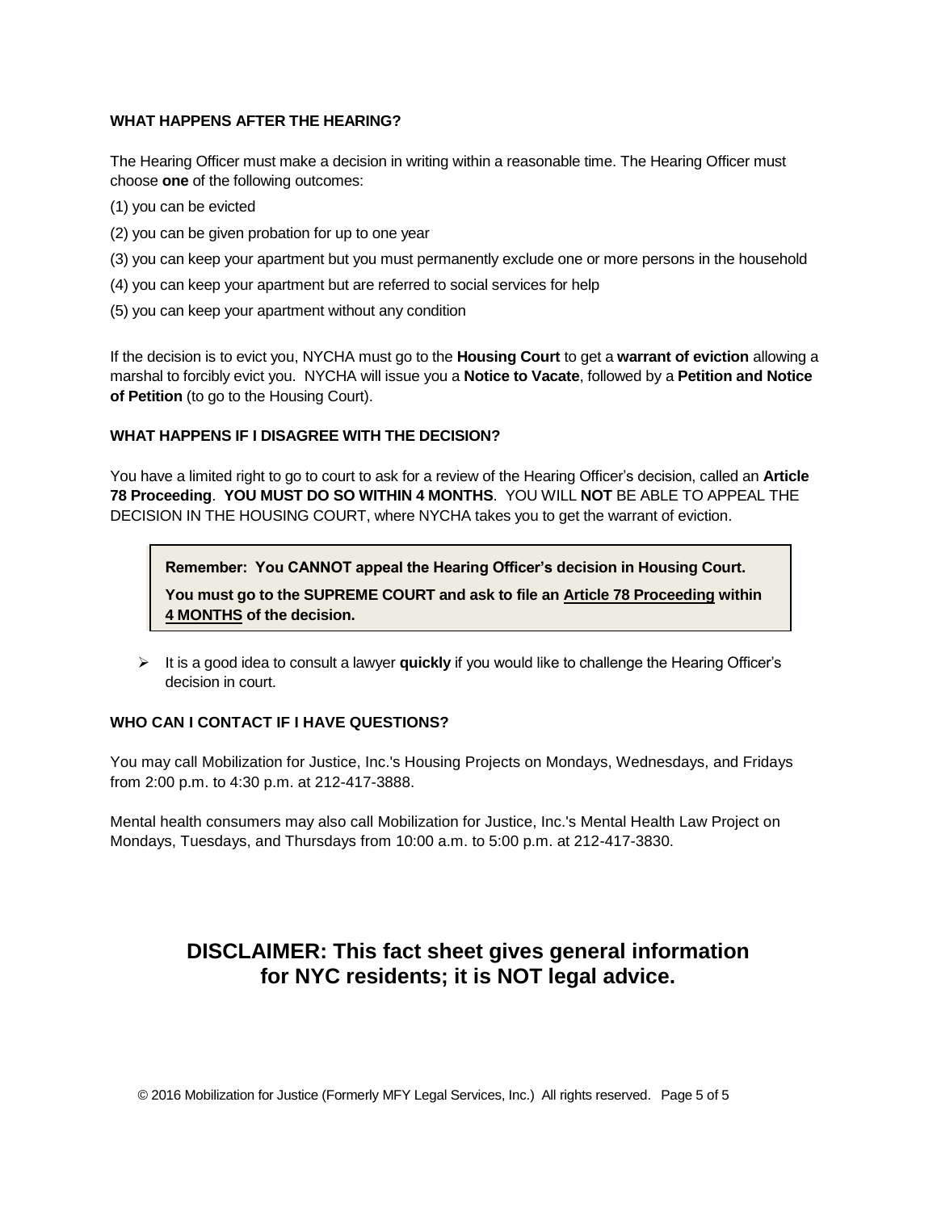### WHAT HAPPENS AFTER THE HEARING?

The Hearing Officer must make a decision in writing within a reasonable time. The Hearing Officer must choose **one** of the following outcomes:

(1) you can be evicted

(2) you can be given probation for up to one year

(3) you can keep your apartment but you must permanently exclude one or more persons in the household

(4) you can keep your apartment but are referred to social services for help

(5) you can keep your apartment without any condition

If the decision is to evict you, NYCHA must go to the **Housing Court** to get a **warrant of eviction** allowing a marshal to forcibly evict you. NYCHA will issue you a **Notice to Vacate**, followed by a **Petition and Notice of Petition** (to go to the Housing Court).

### WHAT HAPPENS IF I DISAGREE WITH THE DECISION?

You have a limited right to go to court to ask for a review of the Hearing Officer's decision, called an **Article 78 Proceeding**. **YOU MUST DO SO WITHIN 4 MONTHS**. YOU WILL **NOT** BE ABLE TO APPEAL THE DECISION IN THE HOUSING COURT, where NYCHA takes you to get the warrant of eviction.

> **Remember: You CANNOT appeal the Hearing Officer's decision in Housing Court.**
>
> **You must go to the SUPREME COURT and ask to file an <u>Article 78 Proceeding</u> within <u>4 MONTHS</u> of the decision.**

- It is a good idea to consult a lawyer **quickly** if you would like to challenge the Hearing Officer's decision in court.

### WHO CAN I CONTACT IF I HAVE QUESTIONS?

You may call Mobilization for Justice, Inc.'s Housing Projects on Mondays, Wednesdays, and Fridays from 2:00 p.m. to 4:30 p.m. at 212-417-3888.

Mental health consumers may also call Mobilization for Justice, Inc.'s Mental Health Law Project on Mondays, Tuesdays, and Thursdays from 10:00 a.m. to 5:00 p.m. at 212-417-3830.

## DISCLAIMER: This fact sheet gives general information for NYC residents; it is NOT legal advice.

© 2016 Mobilization for Justice (Formerly MFY Legal Services, Inc.) All rights reserved.